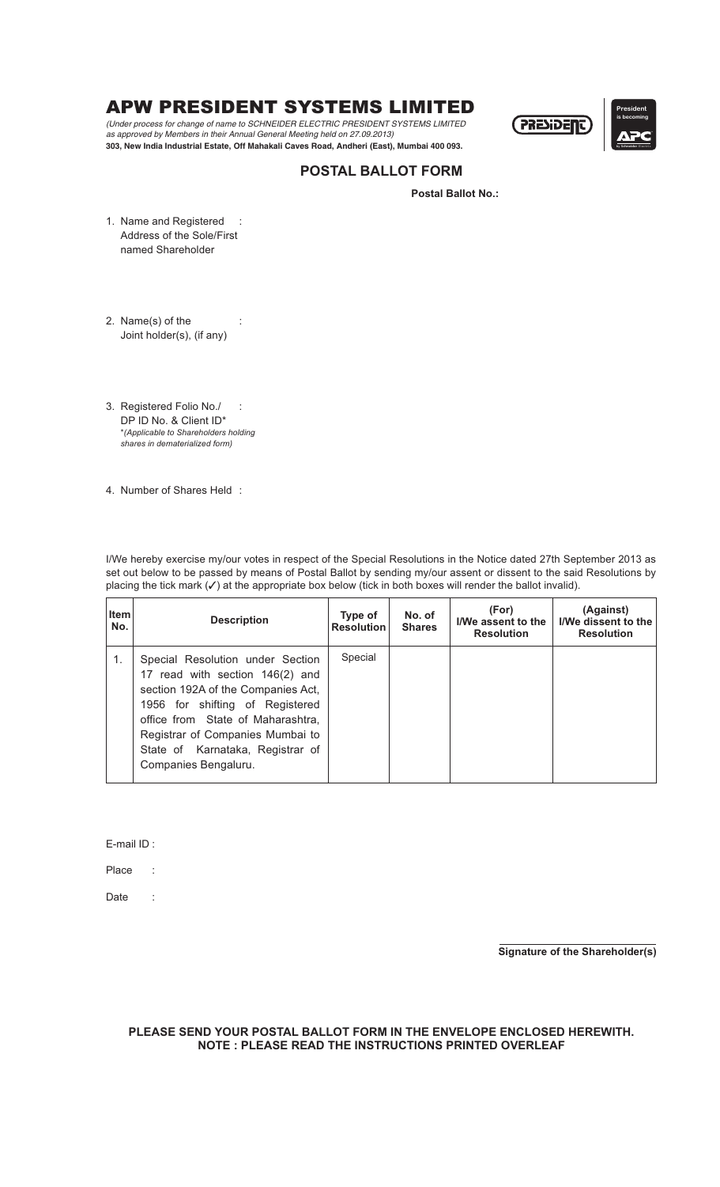# APW PRESIDENT SYSTEMS LIMITED

*(Under process for change of name to SCHNEIDER ELECTRIC PRESIDENT SYSTEMS LIMITED as approved by Members in their Annual General Meeting held on 27.09.2013)*

**303, New India Industrial Estate, Off Mahakali Caves Road, Andheri (East), Mumbai 400 093.**

President is becoming APC

## POSTAL BALLOT FORM

**Postal Ballot No.:**

1. Name and Registered Address of the Sole/First named Shareholder :

2. Name(s) of the Joint holder(s), (if any) :

3. Registered Folio No./ DP ID No. & Client ID* :
   *(Applicable to Shareholders holding shares in dematerialized form)*

4. Number of Shares Held :

I/We hereby exercise my/our votes in respect of the Special Resolutions in the Notice dated 27th September 2013 as set out below to be passed by means of Postal Ballot by sending my/our assent or dissent to the said Resolutions by placing the tick mark (✓) at the appropriate box below (tick in both boxes will render the ballot invalid).

| Item No. | Description | Type of Resolution | No. of Shares | (For) I/We assent to the Resolution | (Against) I/We dissent to the Resolution |
|---|---|---|---|---|---|
| 1. | Special Resolution under Section 17 read with section 146(2) and section 192A of the Companies Act, 1956 for shifting of Registered office from State of Maharashtra, Registrar of Companies Mumbai to State of Karnataka, Registrar of Companies Bengaluru. | Special | | | |

E-mail ID :

Place :

Date :

**Signature of the Shareholder(s)**

**PLEASE SEND YOUR POSTAL BALLOT FORM IN THE ENVELOPE ENCLOSED HEREWITH.**
**NOTE : PLEASE READ THE INSTRUCTIONS PRINTED OVERLEAF**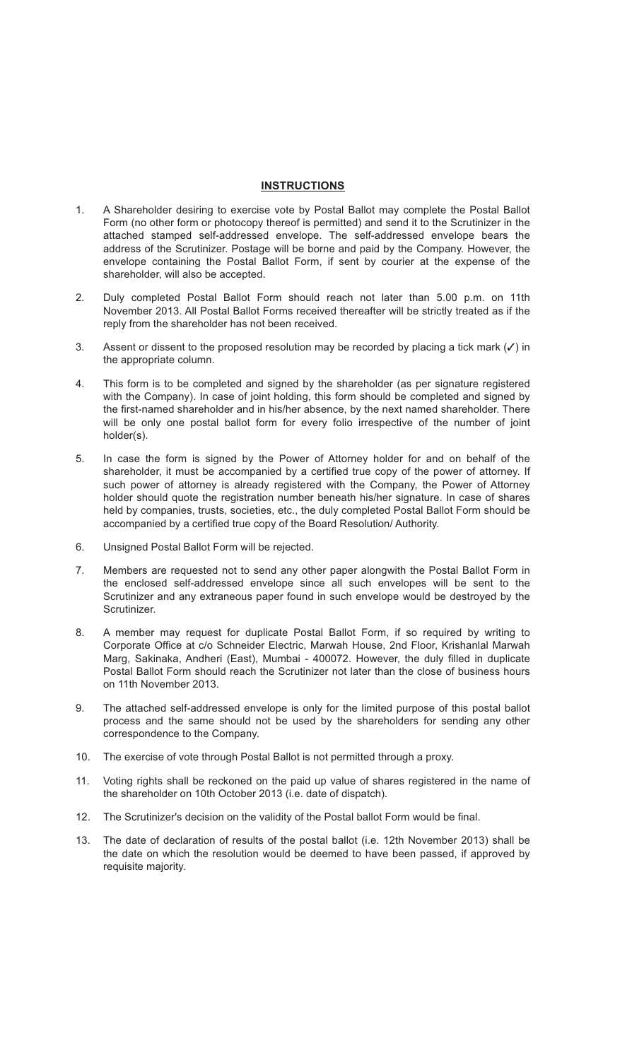## INSTRUCTIONS

1. A Shareholder desiring to exercise vote by Postal Ballot may complete the Postal Ballot Form (no other form or photocopy thereof is permitted) and send it to the Scrutinizer in the attached stamped self-addressed envelope. The self-addressed envelope bears the address of the Scrutinizer. Postage will be borne and paid by the Company. However, the envelope containing the Postal Ballot Form, if sent by courier at the expense of the shareholder, will also be accepted.

2. Duly completed Postal Ballot Form should reach not later than 5.00 p.m. on 11th November 2013. All Postal Ballot Forms received thereafter will be strictly treated as if the reply from the shareholder has not been received.

3. Assent or dissent to the proposed resolution may be recorded by placing a tick mark (✓) in the appropriate column.

4. This form is to be completed and signed by the shareholder (as per signature registered with the Company). In case of joint holding, this form should be completed and signed by the first-named shareholder and in his/her absence, by the next named shareholder. There will be only one postal ballot form for every folio irrespective of the number of joint holder(s).

5. In case the form is signed by the Power of Attorney holder for and on behalf of the shareholder, it must be accompanied by a certified true copy of the power of attorney. If such power of attorney is already registered with the Company, the Power of Attorney holder should quote the registration number beneath his/her signature. In case of shares held by companies, trusts, societies, etc., the duly completed Postal Ballot Form should be accompanied by a certified true copy of the Board Resolution/ Authority.

6. Unsigned Postal Ballot Form will be rejected.

7. Members are requested not to send any other paper alongwith the Postal Ballot Form in the enclosed self-addressed envelope since all such envelopes will be sent to the Scrutinizer and any extraneous paper found in such envelope would be destroyed by the Scrutinizer.

8. A member may request for duplicate Postal Ballot Form, if so required by writing to Corporate Office at c/o Schneider Electric, Marwah House, 2nd Floor, Krishanlal Marwah Marg, Sakinaka, Andheri (East), Mumbai - 400072. However, the duly filled in duplicate Postal Ballot Form should reach the Scrutinizer not later than the close of business hours on 11th November 2013.

9. The attached self-addressed envelope is only for the limited purpose of this postal ballot process and the same should not be used by the shareholders for sending any other correspondence to the Company.

10. The exercise of vote through Postal Ballot is not permitted through a proxy.

11. Voting rights shall be reckoned on the paid up value of shares registered in the name of the shareholder on 10th October 2013 (i.e. date of dispatch).

12. The Scrutinizer's decision on the validity of the Postal ballot Form would be final.

13. The date of declaration of results of the postal ballot (i.e. 12th November 2013) shall be the date on which the resolution would be deemed to have been passed, if approved by requisite majority.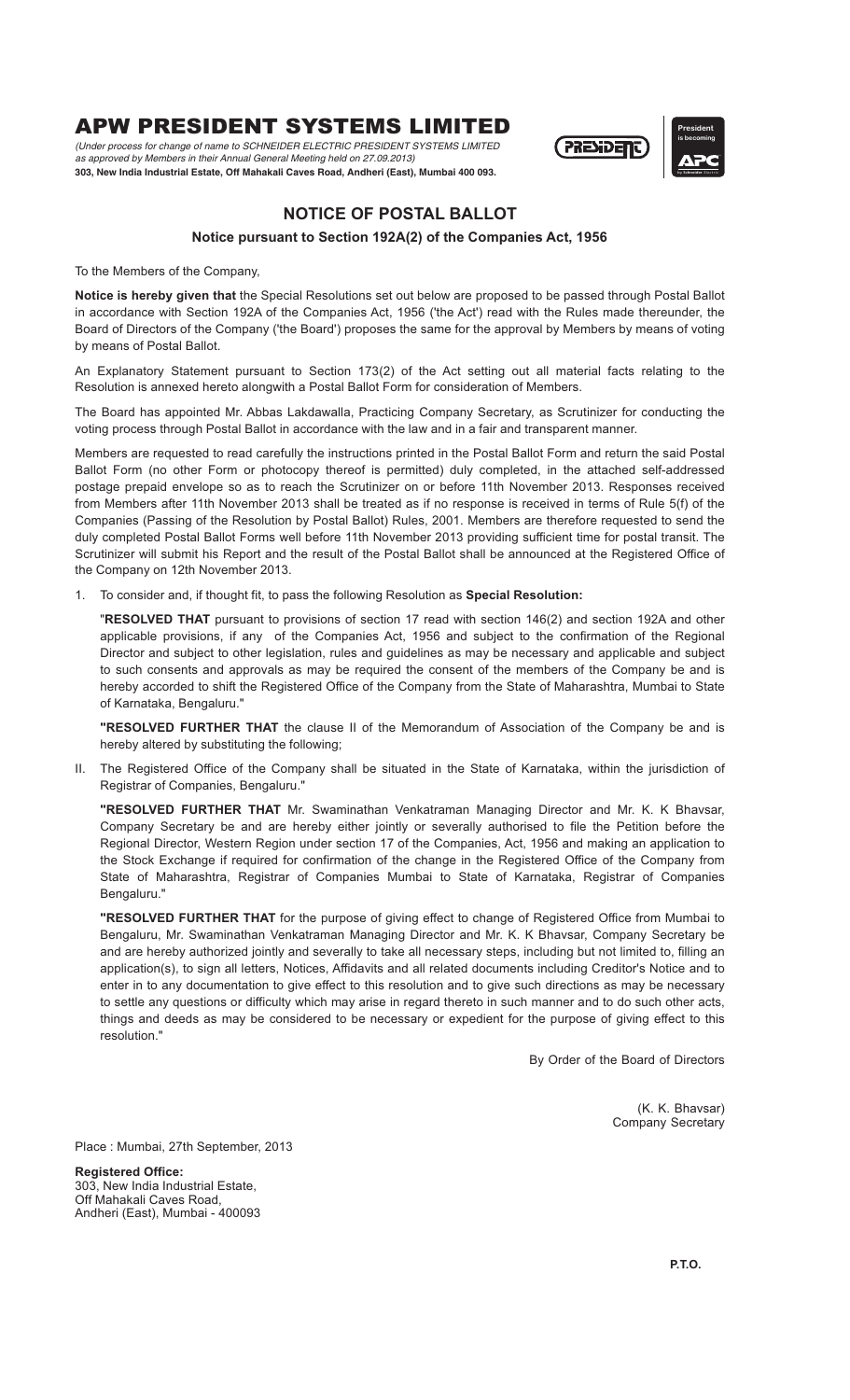# APW PRESIDENT SYSTEMS LIMITED

*(Under process for change of name to SCHNEIDER ELECTRIC PRESIDENT SYSTEMS LIMITED as approved by Members in their Annual General Meeting held on 27.09.2013)*

**303, New India Industrial Estate, Off Mahakali Caves Road, Andheri (East), Mumbai 400 093.**

## NOTICE OF POSTAL BALLOT

### Notice pursuant to Section 192A(2) of the Companies Act, 1956

To the Members of the Company,

**Notice is hereby given that** the Special Resolutions set out below are proposed to be passed through Postal Ballot in accordance with Section 192A of the Companies Act, 1956 ('the Act') read with the Rules made thereunder, the Board of Directors of the Company ('the Board') proposes the same for the approval by Members by means of voting by means of Postal Ballot.

An Explanatory Statement pursuant to Section 173(2) of the Act setting out all material facts relating to the Resolution is annexed hereto alongwith a Postal Ballot Form for consideration of Members.

The Board has appointed Mr. Abbas Lakdawalla, Practicing Company Secretary, as Scrutinizer for conducting the voting process through Postal Ballot in accordance with the law and in a fair and transparent manner.

Members are requested to read carefully the instructions printed in the Postal Ballot Form and return the said Postal Ballot Form (no other Form or photocopy thereof is permitted) duly completed, in the attached self-addressed postage prepaid envelope so as to reach the Scrutinizer on or before 11th November 2013. Responses received from Members after 11th November 2013 shall be treated as if no response is received in terms of Rule 5(f) of the Companies (Passing of the Resolution by Postal Ballot) Rules, 2001. Members are therefore requested to send the duly completed Postal Ballot Forms well before 11th November 2013 providing sufficient time for postal transit. The Scrutinizer will submit his Report and the result of the Postal Ballot shall be announced at the Registered Office of the Company on 12th November 2013.

1. To consider and, if thought fit, to pass the following Resolution as **Special Resolution:**

   "**RESOLVED THAT** pursuant to provisions of section 17 read with section 146(2) and section 192A and other applicable provisions, if any of the Companies Act, 1956 and subject to the confirmation of the Regional Director and subject to other legislation, rules and guidelines as may be necessary and applicable and subject to such consents and approvals as may be required the consent of the members of the Company be and is hereby accorded to shift the Registered Office of the Company from the State of Maharashtra, Mumbai to State of Karnataka, Bengaluru."

   **"RESOLVED FURTHER THAT** the clause II of the Memorandum of Association of the Company be and is hereby altered by substituting the following;

II. The Registered Office of the Company shall be situated in the State of Karnataka, within the jurisdiction of Registrar of Companies, Bengaluru."

   **"RESOLVED FURTHER THAT** Mr. Swaminathan Venkatraman Managing Director and Mr. K. K Bhavsar, Company Secretary be and are hereby either jointly or severally authorised to file the Petition before the Regional Director, Western Region under section 17 of the Companies, Act, 1956 and making an application to the Stock Exchange if required for confirmation of the change in the Registered Office of the Company from State of Maharashtra, Registrar of Companies Mumbai to State of Karnataka, Registrar of Companies Bengaluru."

   **"RESOLVED FURTHER THAT** for the purpose of giving effect to change of Registered Office from Mumbai to Bengaluru, Mr. Swaminathan Venkatraman Managing Director and Mr. K. K Bhavsar, Company Secretary be and are hereby authorized jointly and severally to take all necessary steps, including but not limited to, filling an application(s), to sign all letters, Notices, Affidavits and all related documents including Creditor's Notice and to enter in to any documentation to give effect to this resolution and to give such directions as may be necessary to settle any questions or difficulty which may arise in regard thereto in such manner and to do such other acts, things and deeds as may be considered to be necessary or expedient for the purpose of giving effect to this resolution."

By Order of the Board of Directors

(K. K. Bhavsar)
Company Secretary

Place : Mumbai, 27th September, 2013

**Registered Office:**
303, New India Industrial Estate,
Off Mahakali Caves Road,
Andheri (East), Mumbai - 400093

**P.T.O.**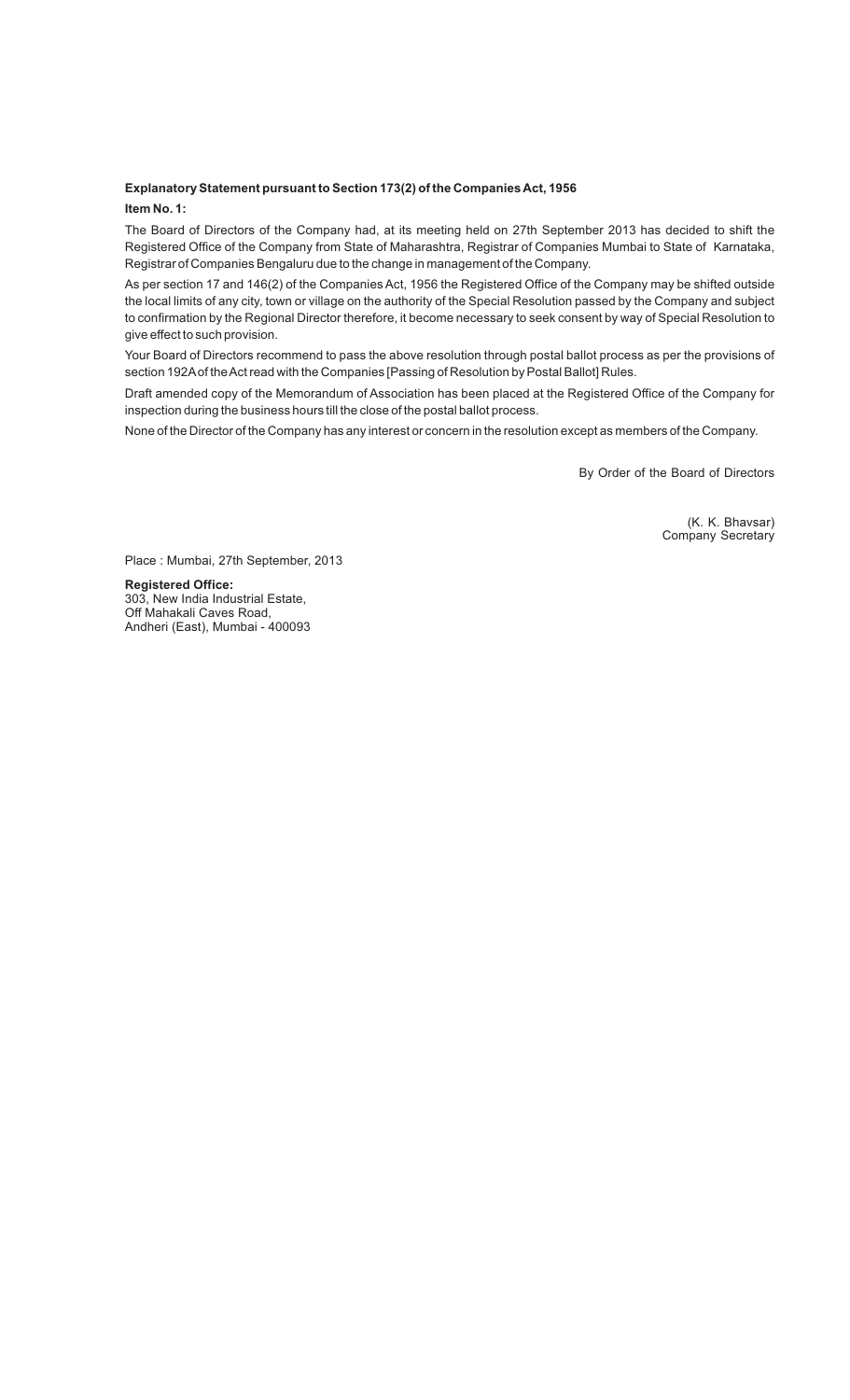**Explanatory Statement pursuant to Section 173(2) of the Companies Act, 1956**

**Item No. 1:**

The Board of Directors of the Company had, at its meeting held on 27th September 2013 has decided to shift the Registered Office of the Company from State of Maharashtra, Registrar of Companies Mumbai to State of Karnataka, Registrar of Companies Bengaluru due to the change in management of the Company.

As per section 17 and 146(2) of the Companies Act, 1956 the Registered Office of the Company may be shifted outside the local limits of any city, town or village on the authority of the Special Resolution passed by the Company and subject to confirmation by the Regional Director therefore, it become necessary to seek consent by way of Special Resolution to give effect to such provision.

Your Board of Directors recommend to pass the above resolution through postal ballot process as per the provisions of section 192A of the Act read with the Companies [Passing of Resolution by Postal Ballot] Rules.

Draft amended copy of the Memorandum of Association has been placed at the Registered Office of the Company for inspection during the business hours till the close of the postal ballot process.

None of the Director of the Company has any interest or concern in the resolution except as members of the Company.

By Order of the Board of Directors

(K. K. Bhavsar)
Company Secretary

Place : Mumbai, 27th September, 2013

**Registered Office:**
303, New India Industrial Estate,
Off Mahakali Caves Road,
Andheri (East), Mumbai - 400093